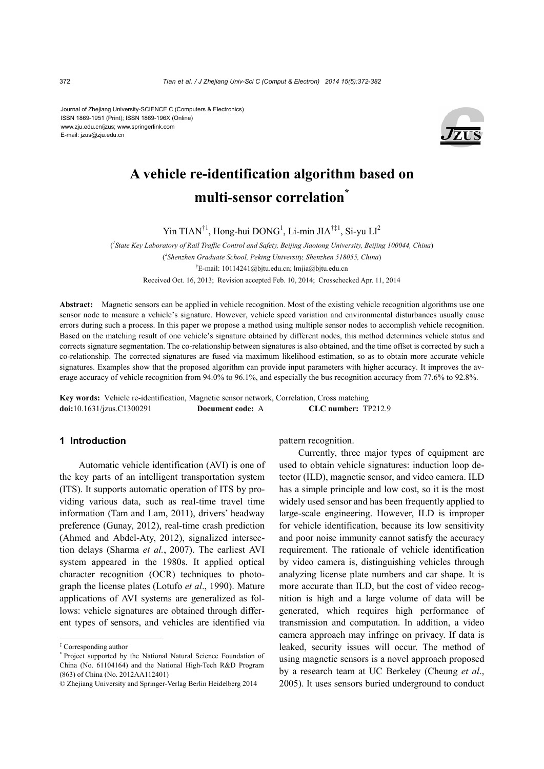Journal of Zhejiang University-SCIENCE C (Computers & Electronics)
ISSN 1869-1951 (Print); ISSN 1869-196X (Online)
www.zju.edu.cn/jzus; www.springerlink.com
E-mail: jzus@zju.edu.cn

# A vehicle re-identification algorithm based on multi-sensor correlation*

Yin TIAN[†1], Hong-hui DONG[1], Li-min JIA[†‡1], Si-yu LI[2]

([1]State Key Laboratory of Rail Traffic Control and Safety, Beijing Jiaotong University, Beijing 100044, China)

([2]Shenzhen Graduate School, Peking University, Shenzhen 518055, China)

[†]E-mail: 10114241@bjtu.edu.cn; lmjia@bjtu.edu.cn

Received Oct. 16, 2013; Revision accepted Feb. 10, 2014; Crosschecked Apr. 11, 2014

**Abstract:** Magnetic sensors can be applied in vehicle recognition. Most of the existing vehicle recognition algorithms use one sensor node to measure a vehicle's signature. However, vehicle speed variation and environmental disturbances usually cause errors during such a process. In this paper we propose a method using multiple sensor nodes to accomplish vehicle recognition. Based on the matching result of one vehicle's signature obtained by different nodes, this method determines vehicle status and corrects signature segmentation. The co-relationship between signatures is also obtained, and the time offset is corrected by such a co-relationship. The corrected signatures are fused via maximum likelihood estimation, so as to obtain more accurate vehicle signatures. Examples show that the proposed algorithm can provide input parameters with higher accuracy. It improves the average accuracy of vehicle recognition from 94.0% to 96.1%, and especially the bus recognition accuracy from 77.6% to 92.8%.

**Key words:** Vehicle re-identification, Magnetic sensor network, Correlation, Cross matching
**doi:**10.1631/jzus.C1300291 **Document code:** A **CLC number:** TP212.9

## 1 Introduction

Automatic vehicle identification (AVI) is one of the key parts of an intelligent transportation system (ITS). It supports automatic operation of ITS by providing various data, such as real-time travel time information (Tam and Lam, 2011), drivers' headway preference (Gunay, 2012), real-time crash prediction (Ahmed and Abdel-Aty, 2012), signalized intersection delays (Sharma *et al.*, 2007). The earliest AVI system appeared in the 1980s. It applied optical character recognition (OCR) techniques to photograph the license plates (Lotufo *et al*., 1990). Mature applications of AVI systems are generalized as follows: vehicle signatures are obtained through different types of sensors, and vehicles are identified via pattern recognition.

Currently, three major types of equipment are used to obtain vehicle signatures: induction loop detector (ILD), magnetic sensor, and video camera. ILD has a simple principle and low cost, so it is the most widely used sensor and has been frequently applied to large-scale engineering. However, ILD is improper for vehicle identification, because its low sensitivity and poor noise immunity cannot satisfy the accuracy requirement. The rationale of vehicle identification by video camera is, distinguishing vehicles through analyzing license plate numbers and car shape. It is more accurate than ILD, but the cost of video recognition is high and a large volume of data will be generated, which requires high performance of transmission and computation. In addition, a video camera approach may infringe on privacy. If data is leaked, security issues will occur. The method of using magnetic sensors is a novel approach proposed by a research team at UC Berkeley (Cheung *et al*., 2005). It uses sensors buried underground to conduct

---

[‡] Corresponding author
[*] Project supported by the National Natural Science Foundation of China (No. 61104164) and the National High-Tech R&D Program (863) of China (No. 2012AA112401)
© Zhejiang University and Springer-Verlag Berlin Heidelberg 2014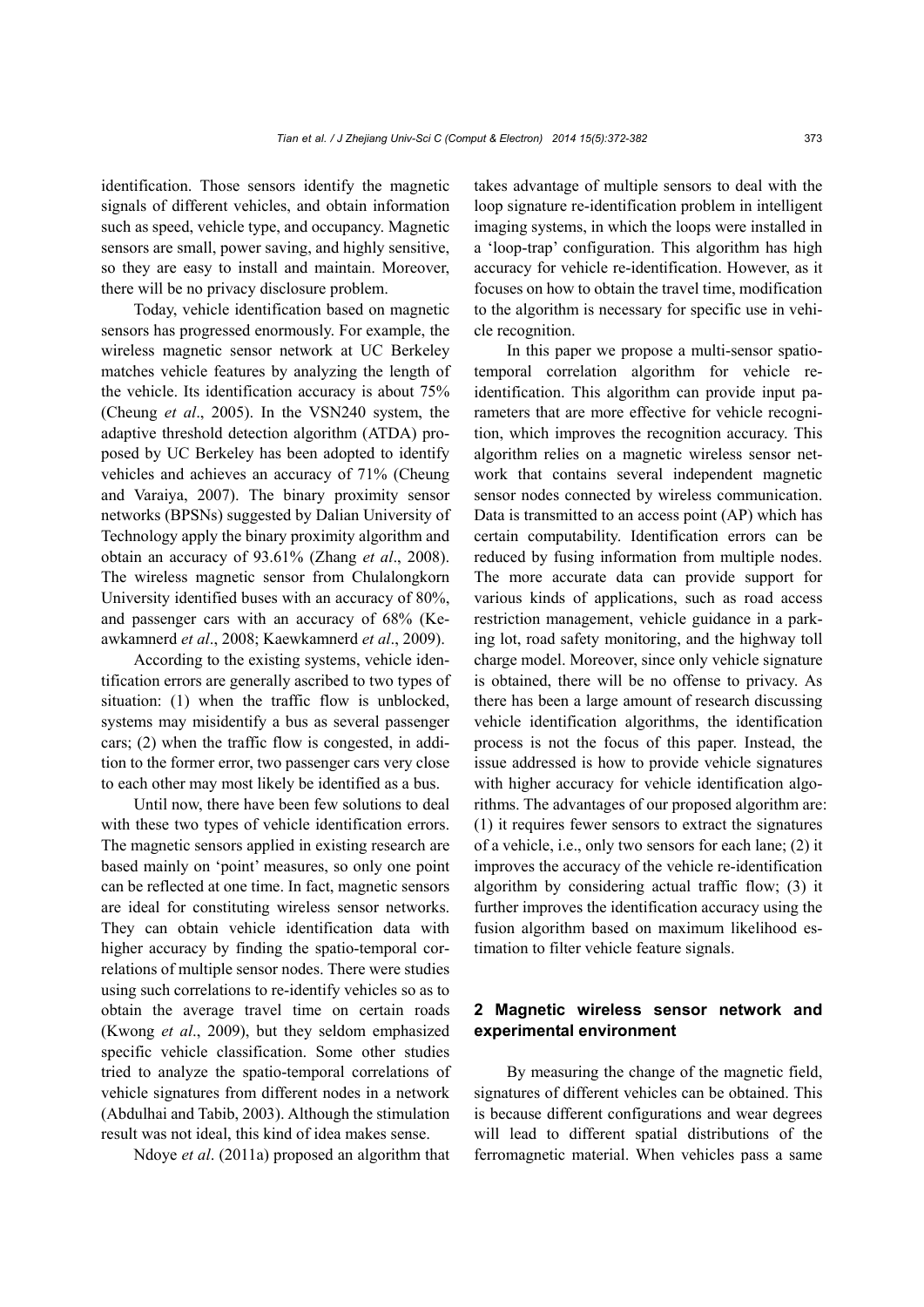identification. Those sensors identify the magnetic signals of different vehicles, and obtain information such as speed, vehicle type, and occupancy. Magnetic sensors are small, power saving, and highly sensitive, so they are easy to install and maintain. Moreover, there will be no privacy disclosure problem.

Today, vehicle identification based on magnetic sensors has progressed enormously. For example, the wireless magnetic sensor network at UC Berkeley matches vehicle features by analyzing the length of the vehicle. Its identification accuracy is about 75% (Cheung *et al*., 2005). In the VSN240 system, the adaptive threshold detection algorithm (ATDA) proposed by UC Berkeley has been adopted to identify vehicles and achieves an accuracy of 71% (Cheung and Varaiya, 2007). The binary proximity sensor networks (BPSNs) suggested by Dalian University of Technology apply the binary proximity algorithm and obtain an accuracy of 93.61% (Zhang *et al*., 2008). The wireless magnetic sensor from Chulalongkorn University identified buses with an accuracy of 80%, and passenger cars with an accuracy of 68% (Keawkamnerd *et al*., 2008; Kaewkamnerd *et al*., 2009).

According to the existing systems, vehicle identification errors are generally ascribed to two types of situation: (1) when the traffic flow is unblocked, systems may misidentify a bus as several passenger cars; (2) when the traffic flow is congested, in addition to the former error, two passenger cars very close to each other may most likely be identified as a bus.

Until now, there have been few solutions to deal with these two types of vehicle identification errors. The magnetic sensors applied in existing research are based mainly on 'point' measures, so only one point can be reflected at one time. In fact, magnetic sensors are ideal for constituting wireless sensor networks. They can obtain vehicle identification data with higher accuracy by finding the spatio-temporal correlations of multiple sensor nodes. There were studies using such correlations to re-identify vehicles so as to obtain the average travel time on certain roads (Kwong *et al*., 2009), but they seldom emphasized specific vehicle classification. Some other studies tried to analyze the spatio-temporal correlations of vehicle signatures from different nodes in a network (Abdulhai and Tabib, 2003). Although the stimulation result was not ideal, this kind of idea makes sense.

Ndoye *et al*. (2011a) proposed an algorithm that takes advantage of multiple sensors to deal with the loop signature re-identification problem in intelligent imaging systems, in which the loops were installed in a 'loop-trap' configuration. This algorithm has high accuracy for vehicle re-identification. However, as it focuses on how to obtain the travel time, modification to the algorithm is necessary for specific use in vehicle recognition.

In this paper we propose a multi-sensor spatio-temporal correlation algorithm for vehicle re-identification. This algorithm can provide input parameters that are more effective for vehicle recognition, which improves the recognition accuracy. This algorithm relies on a magnetic wireless sensor network that contains several independent magnetic sensor nodes connected by wireless communication. Data is transmitted to an access point (AP) which has certain computability. Identification errors can be reduced by fusing information from multiple nodes. The more accurate data can provide support for various kinds of applications, such as road access restriction management, vehicle guidance in a parking lot, road safety monitoring, and the highway toll charge model. Moreover, since only vehicle signature is obtained, there will be no offense to privacy. As there has been a large amount of research discussing vehicle identification algorithms, the identification process is not the focus of this paper. Instead, the issue addressed is how to provide vehicle signatures with higher accuracy for vehicle identification algorithms. The advantages of our proposed algorithm are: (1) it requires fewer sensors to extract the signatures of a vehicle, i.e., only two sensors for each lane; (2) it improves the accuracy of the vehicle re-identification algorithm by considering actual traffic flow; (3) it further improves the identification accuracy using the fusion algorithm based on maximum likelihood estimation to filter vehicle feature signals.

## 2 Magnetic wireless sensor network and experimental environment

By measuring the change of the magnetic field, signatures of different vehicles can be obtained. This is because different configurations and wear degrees will lead to different spatial distributions of the ferromagnetic material. When vehicles pass a same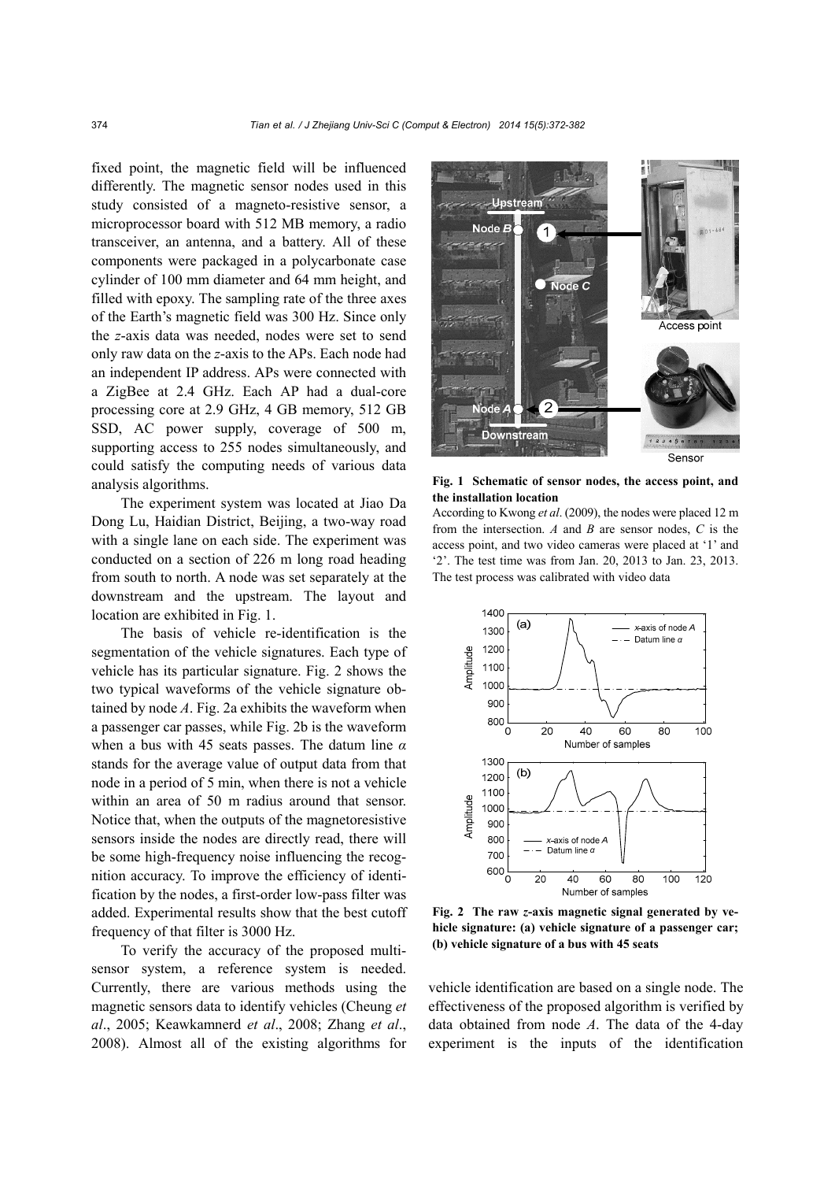fixed point, the magnetic field will be influenced differently. The magnetic sensor nodes used in this study consisted of a magneto-resistive sensor, a microprocessor board with 512 MB memory, a radio transceiver, an antenna, and a battery. All of these components were packaged in a polycarbonate case cylinder of 100 mm diameter and 64 mm height, and filled with epoxy. The sampling rate of the three axes of the Earth's magnetic field was 300 Hz. Since only the *z*-axis data was needed, nodes were set to send only raw data on the *z*-axis to the APs. Each node had an independent IP address. APs were connected with a ZigBee at 2.4 GHz. Each AP had a dual-core processing core at 2.9 GHz, 4 GB memory, 512 GB SSD, AC power supply, coverage of 500 m, supporting access to 255 nodes simultaneously, and could satisfy the computing needs of various data analysis algorithms.

The experiment system was located at Jiao Da Dong Lu, Haidian District, Beijing, a two-way road with a single lane on each side. The experiment was conducted on a section of 226 m long road heading from south to north. A node was set separately at the downstream and the upstream. The layout and location are exhibited in Fig. 1.

The basis of vehicle re-identification is the segmentation of the vehicle signatures. Each type of vehicle has its particular signature. Fig. 2 shows the two typical waveforms of the vehicle signature obtained by node *A*. Fig. 2a exhibits the waveform when a passenger car passes, while Fig. 2b is the waveform when a bus with 45 seats passes. The datum line $\alpha$ stands for the average value of output data from that node in a period of 5 min, when there is not a vehicle within an area of 50 m radius around that sensor. Notice that, when the outputs of the magnetoresistive sensors inside the nodes are directly read, there will be some high-frequency noise influencing the recognition accuracy. To improve the efficiency of identification by the nodes, a first-order low-pass filter was added. Experimental results show that the best cutoff frequency of that filter is 3000 Hz.

To verify the accuracy of the proposed multi-sensor system, a reference system is needed. Currently, there are various methods using the magnetic sensors data to identify vehicles (Cheung *et al*., 2005; Keawkamnerd *et al*., 2008; Zhang *et al*., 2008). Almost all of the existing algorithms for vehicle identification are based on a single node. The effectiveness of the proposed algorithm is verified by data obtained from node *A*. The data of the 4-day experiment is the inputs of the identification

**Fig. 1 Schematic of sensor nodes, the access point, and the installation location**

According to Kwong *et al*. (2009), the nodes were placed 12 m from the intersection. *A* and *B* are sensor nodes, *C* is the access point, and two video cameras were placed at '1' and '2'. The test time was from Jan. 20, 2013 to Jan. 23, 2013. The test process was calibrated with video data

**Fig. 2 The raw *z*-axis magnetic signal generated by vehicle signature: (a) vehicle signature of a passenger car; (b) vehicle signature of a bus with 45 seats**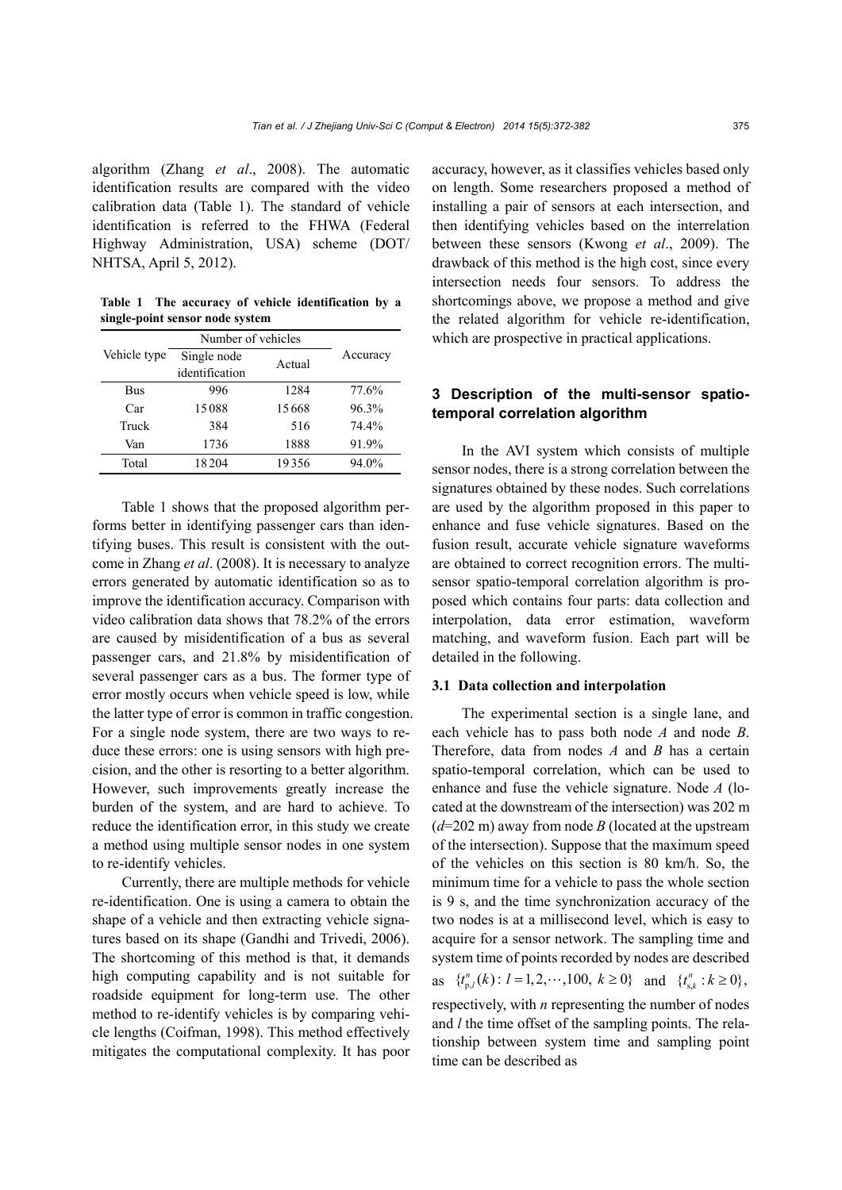algorithm (Zhang *et al*., 2008). The automatic identification results are compared with the video calibration data (Table 1). The standard of vehicle identification is referred to the FHWA (Federal Highway Administration, USA) scheme (DOT/NHTSA, April 5, 2012).

**Table 1 The accuracy of vehicle identification by a single-point sensor node system**

| Vehicle type | Number of vehicles | | Accuracy |
|---|---|---|---|
| | Single node identification | Actual | |
| Bus | 996 | 1284 | 77.6% |
| Car | 15088 | 15668 | 96.3% |
| Truck | 384 | 516 | 74.4% |
| Van | 1736 | 1888 | 91.9% |
| Total | 18204 | 19356 | 94.0% |

Table 1 shows that the proposed algorithm performs better in identifying passenger cars than identifying buses. This result is consistent with the outcome in Zhang *et al*. (2008). It is necessary to analyze errors generated by automatic identification so as to improve the identification accuracy. Comparison with video calibration data shows that 78.2% of the errors are caused by misidentification of a bus as several passenger cars, and 21.8% by misidentification of several passenger cars as a bus. The former type of error mostly occurs when vehicle speed is low, while the latter type of error is common in traffic congestion. For a single node system, there are two ways to reduce these errors: one is using sensors with high precision, and the other is resorting to a better algorithm. However, such improvements greatly increase the burden of the system, and are hard to achieve. To reduce the identification error, in this study we create a method using multiple sensor nodes in one system to re-identify vehicles.

Currently, there are multiple methods for vehicle re-identification. One is using a camera to obtain the shape of a vehicle and then extracting vehicle signatures based on its shape (Gandhi and Trivedi, 2006). The shortcoming of this method is that, it demands high computing capability and is not suitable for roadside equipment for long-term use. The other method to re-identify vehicles is by comparing vehicle lengths (Coifman, 1998). This method effectively mitigates the computational complexity. It has poor accuracy, however, as it classifies vehicles based only on length. Some researchers proposed a method of installing a pair of sensors at each intersection, and then identifying vehicles based on the interrelation between these sensors (Kwong *et al*., 2009). The drawback of this method is the high cost, since every intersection needs four sensors. To address the shortcomings above, we propose a method and give the related algorithm for vehicle re-identification, which are prospective in practical applications.

## 3 Description of the multi-sensor spatio-temporal correlation algorithm

In the AVI system which consists of multiple sensor nodes, there is a strong correlation between the signatures obtained by these nodes. Such correlations are used by the algorithm proposed in this paper to enhance and fuse vehicle signatures. Based on the fusion result, accurate vehicle signature waveforms are obtained to correct recognition errors. The multi-sensor spatio-temporal correlation algorithm is proposed which contains four parts: data collection and interpolation, data error estimation, waveform matching, and waveform fusion. Each part will be detailed in the following.

### 3.1 Data collection and interpolation

The experimental section is a single lane, and each vehicle has to pass both node *A* and node *B*. Therefore, data from nodes *A* and *B* has a certain spatio-temporal correlation, which can be used to enhance and fuse the vehicle signature. Node *A* (located at the downstream of the intersection) was 202 m ($d$=202 m) away from node *B* (located at the upstream of the intersection). Suppose that the maximum speed of the vehicles on this section is 80 km/h. So, the minimum time for a vehicle to pass the whole section is 9 s, and the time synchronization accuracy of the two nodes is at a millisecond level, which is easy to acquire for a sensor network. The sampling time and system time of points recorded by nodes are described as $\{t_{\mathrm{p},l}^{n}(k): l=1,2,\cdots,100,\ k\geq 0\}$ and $\{t_{\mathrm{s},k}^{n}: k\geq 0\}$, respectively, with $n$ representing the number of nodes and $l$ the time offset of the sampling points. The relationship between system time and sampling point time can be described as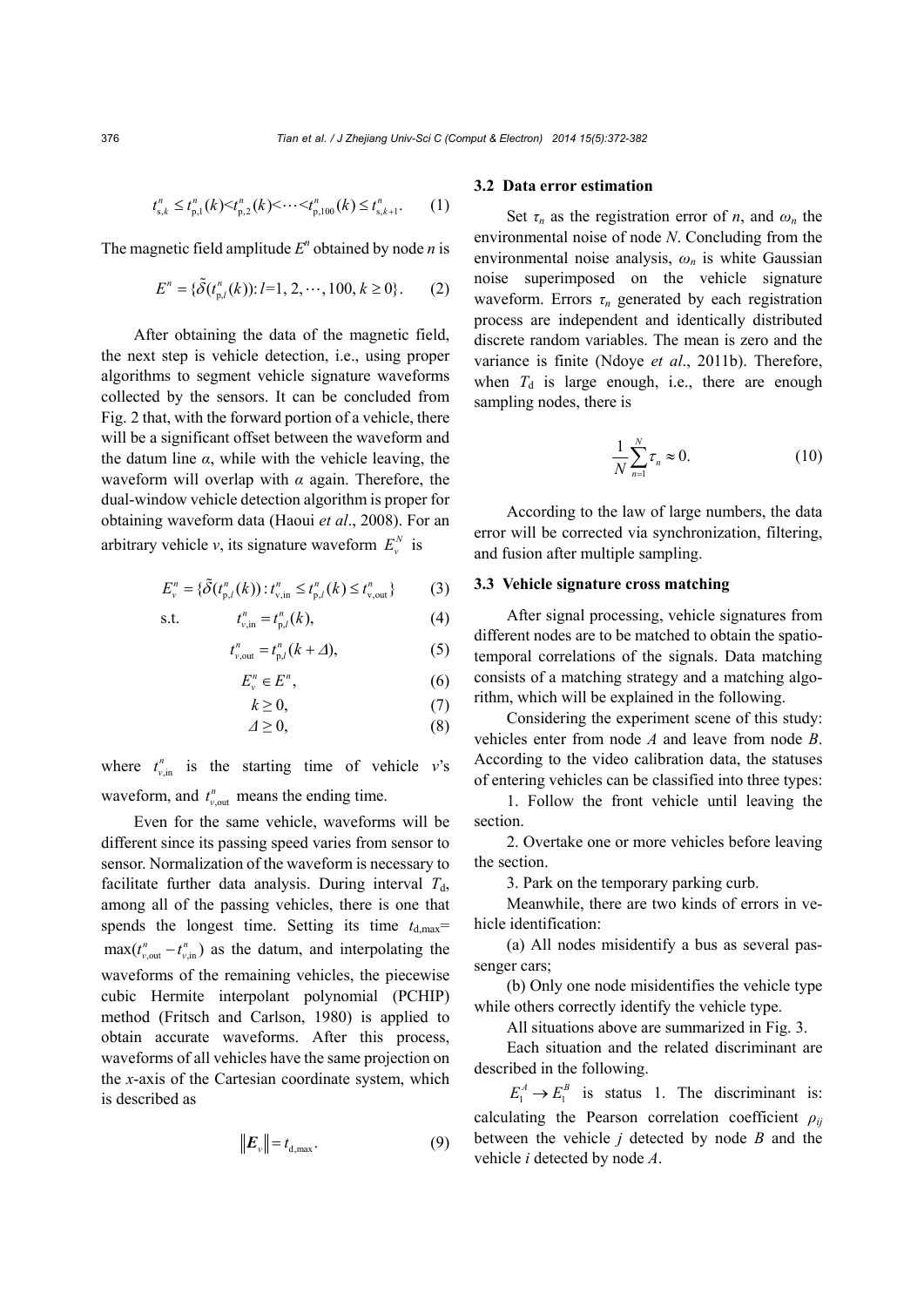$$t_{s,k}^{n} \le t_{p,1}^{n}(k) < t_{p,2}^{n}(k) < \cdots < t_{p,100}^{n}(k) \le t_{s,k+1}^{n}. \tag{1}$$

The magnetic field amplitude $E^n$ obtained by node $n$ is

$$E^{n} = \{\tilde{\delta}(t_{p,l}^{n}(k)): l=1, 2, \cdots, 100, k \ge 0\}. \tag{2}$$

After obtaining the data of the magnetic field, the next step is vehicle detection, i.e., using proper algorithms to segment vehicle signature waveforms collected by the sensors. It can be concluded from Fig. 2 that, with the forward portion of a vehicle, there will be a significant offset between the waveform and the datum line $\alpha$, while with the vehicle leaving, the waveform will overlap with $\alpha$ again. Therefore, the dual-window vehicle detection algorithm is proper for obtaining waveform data (Haoui *et al*., 2008). For an arbitrary vehicle $v$, its signature waveform $E_v^N$ is

$$E_v^{n} = \{\tilde{\delta}(t_{p,l}^{n}(k)): t_{v,\text{in}}^{n} \le t_{p,l}^{n}(k) \le t_{v,\text{out}}^{n}\} \tag{3}$$

$$\text{s.t.} \qquad t_{v,\text{in}}^{n} = t_{p,l}^{n}(k), \tag{4}$$

$$t_{v,\text{out}}^{n} = t_{p,l}^{n}(k+\Delta), \tag{5}$$

$$E_v^{n} \in E^{n}, \tag{6}$$

$$k \ge 0, \tag{7}$$

$$\Delta \ge 0, \tag{8}$$

where $t_{v,\text{in}}^{n}$ is the starting time of vehicle $v$'s waveform, and $t_{v,\text{out}}^{n}$ means the ending time.

Even for the same vehicle, waveforms will be different since its passing speed varies from sensor to sensor. Normalization of the waveform is necessary to facilitate further data analysis. During interval $T_\text{d}$, among all of the passing vehicles, there is one that spends the longest time. Setting its time $t_{\text{d,max}}=\max(t_{v,\text{out}}^{n}-t_{v,\text{in}}^{n})$ as the datum, and interpolating the waveforms of the remaining vehicles, the piecewise cubic Hermite interpolant polynomial (PCHIP) method (Fritsch and Carlson, 1980) is applied to obtain accurate waveforms. After this process, waveforms of all vehicles have the same projection on the $x$-axis of the Cartesian coordinate system, which is described as

$$\left\| \boldsymbol{E}_v \right\| = t_{\text{d,max}}. \tag{9}$$

### 3.2 Data error estimation

Set $\tau_n$ as the registration error of $n$, and $\omega_n$ the environmental noise of node $N$. Concluding from the environmental noise analysis, $\omega_n$ is white Gaussian noise superimposed on the vehicle signature waveform. Errors $\tau_n$ generated by each registration process are independent and identically distributed discrete random variables. The mean is zero and the variance is finite (Ndoye *et al*., 2011b). Therefore, when $T_\text{d}$ is large enough, i.e., there are enough sampling nodes, there is

$$\frac{1}{N}\sum_{n=1}^{N}\tau_n \approx 0. \tag{10}$$

According to the law of large numbers, the data error will be corrected via synchronization, filtering, and fusion after multiple sampling.

### 3.3 Vehicle signature cross matching

After signal processing, vehicle signatures from different nodes are to be matched to obtain the spatio-temporal correlations of the signals. Data matching consists of a matching strategy and a matching algorithm, which will be explained in the following.

Considering the experiment scene of this study: vehicles enter from node $A$ and leave from node $B$. According to the video calibration data, the statuses of entering vehicles can be classified into three types:

1. Follow the front vehicle until leaving the section.

2. Overtake one or more vehicles before leaving the section.

3. Park on the temporary parking curb.

Meanwhile, there are two kinds of errors in vehicle identification:

(a) All nodes misidentify a bus as several passenger cars;

(b) Only one node misidentifies the vehicle type while others correctly identify the vehicle type.

All situations above are summarized in Fig. 3.

Each situation and the related discriminant are described in the following.

$E_1^A \to E_1^B$ is status 1. The discriminant is: calculating the Pearson correlation coefficient $\rho_{ij}$ between the vehicle $j$ detected by node $B$ and the vehicle $i$ detected by node $A$.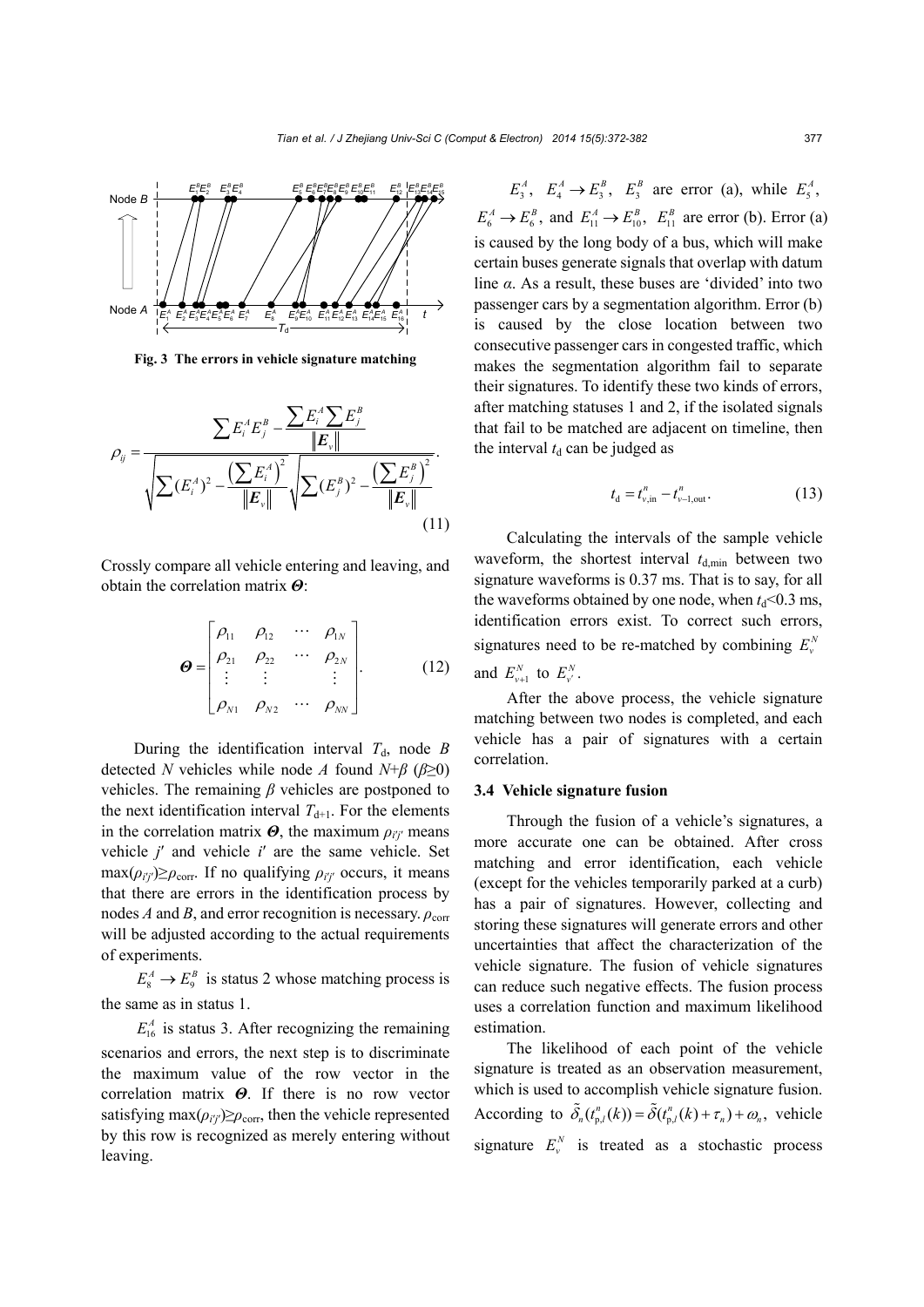Fig. 3 The errors in vehicle signature matching

$$\rho_{ij}=\frac{\sum E_i^A E_j^B-\frac{\sum E_i^A\sum E_j^B}{\|\boldsymbol{E}_v\|}}{\sqrt{\sum (E_i^A)^2-\frac{\left(\sum E_i^A\right)^2}{\|\boldsymbol{E}_v\|}}\sqrt{\sum (E_j^B)^2-\frac{\left(\sum E_j^B\right)^2}{\|\boldsymbol{E}_v\|}}}. \tag{11}$$

Crossly compare all vehicle entering and leaving, and obtain the correlation matrix $\boldsymbol{\Theta}$:

$$\boldsymbol{\Theta}=\begin{bmatrix}\rho_{11} & \rho_{12} & \cdots & \rho_{1N}\\ \rho_{21} & \rho_{22} & \cdots & \rho_{2N}\\ \vdots & \vdots & & \vdots\\ \rho_{N1} & \rho_{N2} & \cdots & \rho_{NN}\end{bmatrix}. \tag{12}$$

During the identification interval $T_d$, node $B$ detected $N$ vehicles while node $A$ found $N+\beta$ ($\beta\geq 0$) vehicles. The remaining $\beta$ vehicles are postponed to the next identification interval $T_{d+1}$. For the elements in the correlation matrix $\boldsymbol{\Theta}$, the maximum $\rho_{i'j'}$ means vehicle $j'$ and vehicle $i'$ are the same vehicle. Set $\max(\rho_{i'j'})\geq\rho_{\text{corr}}$. If no qualifying $\rho_{i'j'}$ occurs, it means that there are errors in the identification process by nodes $A$ and $B$, and error recognition is necessary. $\rho_{\text{corr}}$ will be adjusted according to the actual requirements of experiments.

$E_8^A\rightarrow E_9^B$ is status 2 whose matching process is the same as in status 1.

$E_{16}^A$ is status 3. After recognizing the remaining scenarios and errors, the next step is to discriminate the maximum value of the row vector in the correlation matrix $\boldsymbol{\Theta}$. If there is no row vector satisfying $\max(\rho_{i'j'})\geq\rho_{\text{corr}}$, then the vehicle represented by this row is recognized as merely entering without leaving.

$E_3^A$, $E_4^A\rightarrow E_3^B$, $E_3^B$ are error (a), while $E_5^A$, $E_6^A\rightarrow E_6^B$, and $E_{11}^A\rightarrow E_{10}^B$, $E_{11}^B$ are error (b). Error (a) is caused by the long body of a bus, which will make certain buses generate signals that overlap with datum line $\alpha$. As a result, these buses are 'divided' into two passenger cars by a segmentation algorithm. Error (b) is caused by the close location between two consecutive passenger cars in congested traffic, which makes the segmentation algorithm fail to separate their signatures. To identify these two kinds of errors, after matching statuses 1 and 2, if the isolated signals that fail to be matched are adjacent on timeline, then the interval $t_d$ can be judged as

$$t_d=t_{v,\text{in}}^n-t_{v-1,\text{out}}^n. \tag{13}$$

Calculating the intervals of the sample vehicle waveform, the shortest interval $t_{d,\min}$ between two signature waveforms is 0.37 ms. That is to say, for all the waveforms obtained by one node, when $t_d$<0.3 ms, identification errors exist. To correct such errors, signatures need to be re-matched by combining $E_v^N$ and $E_{v+1}^N$ to $E_{v'}^N$.

After the above process, the vehicle signature matching between two nodes is completed, and each vehicle has a pair of signatures with a certain correlation.

### 3.4 Vehicle signature fusion

Through the fusion of a vehicle's signatures, a more accurate one can be obtained. After cross matching and error identification, each vehicle (except for the vehicles temporarily parked at a curb) has a pair of signatures. However, collecting and storing these signatures will generate errors and other uncertainties that affect the characterization of the vehicle signature. The fusion of vehicle signatures can reduce such negative effects. The fusion process uses a correlation function and maximum likelihood estimation.

The likelihood of each point of the vehicle signature is treated as an observation measurement, which is used to accomplish vehicle signature fusion. According to $\tilde{\delta}_n(t_{p,l}^n(k))=\tilde{\delta}(t_{p,l}^n(k)+\tau_n)+\omega_n$, vehicle signature $E_v^N$ is treated as a stochastic process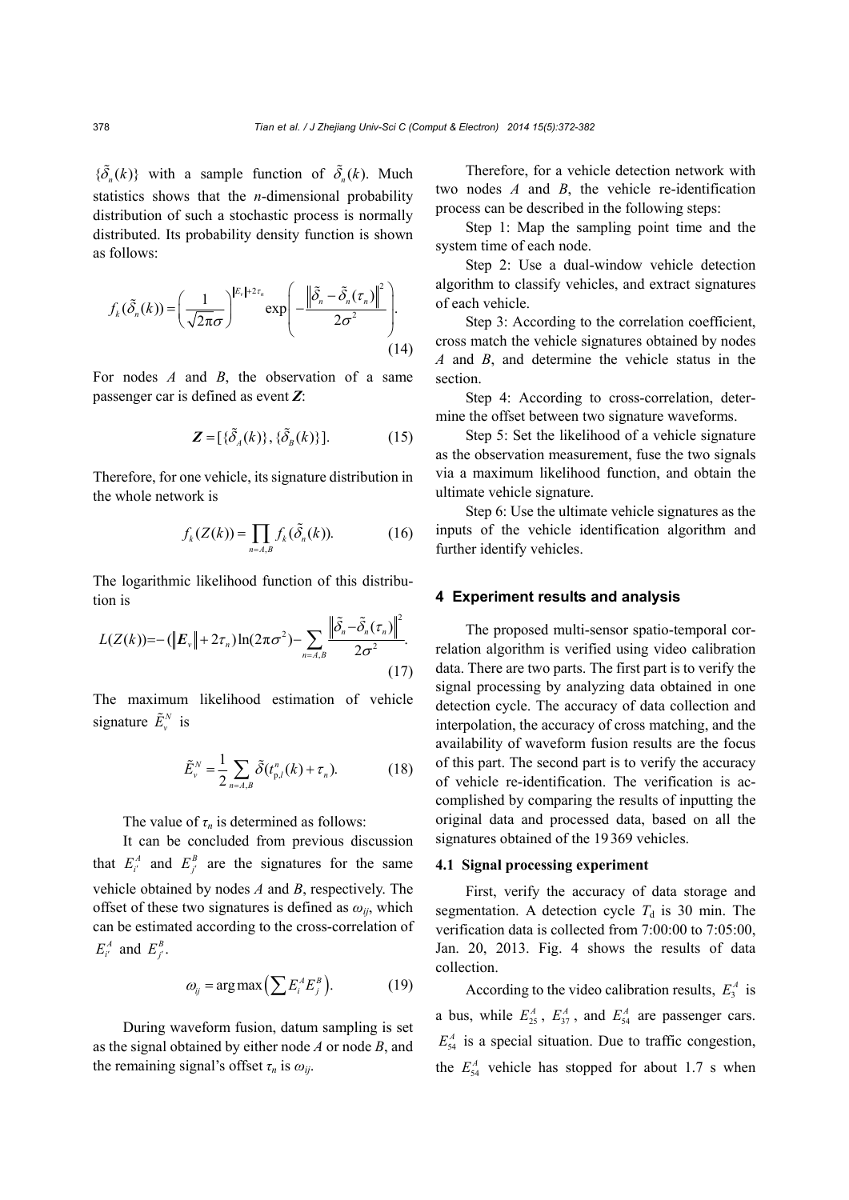$\{\tilde{\delta}_n(k)\}$ with a sample function of $\tilde{\delta}_n(k)$. Much statistics shows that the $n$-dimensional probability distribution of such a stochastic process is normally distributed. Its probability density function is shown as follows:

$$f_k(\tilde{\delta}_n(k)) = \left(\frac{1}{\sqrt{2\pi}\sigma}\right)^{\|E_v\|+2\tau_n} \exp\left(-\frac{\left\|\tilde{\delta}_n - \tilde{\delta}_n(\tau_n)\right\|^2}{2\sigma^2}\right). \tag{14}$$

For nodes $A$ and $B$, the observation of a same passenger car is defined as event $\boldsymbol{Z}$:

$$\boldsymbol{Z} = [\{\tilde{\delta}_A(k)\}, \{\tilde{\delta}_B(k)\}]. \tag{15}$$

Therefore, for one vehicle, its signature distribution in the whole network is

$$f_k(Z(k)) = \prod_{n=A,B} f_k(\tilde{\delta}_n(k)). \tag{16}$$

The logarithmic likelihood function of this distribution is

$$L(Z(k)) = -(\|\boldsymbol{E}_v\| + 2\tau_n)\ln(2\pi\sigma^2) - \sum_{n=A,B} \frac{\left\|\tilde{\delta}_n - \tilde{\delta}_n(\tau_n)\right\|^2}{2\sigma^2}. \tag{17}$$

The maximum likelihood estimation of vehicle signature $\tilde{E}_v^N$ is

$$\tilde{E}_v^N = \frac{1}{2}\sum_{n=A,B} \tilde{\delta}(t_{\mathrm{p},l}^n(k) + \tau_n). \tag{18}$$

The value of $\tau_n$ is determined as follows:

It can be concluded from previous discussion that $E_{i'}^A$ and $E_{j'}^B$ are the signatures for the same vehicle obtained by nodes $A$ and $B$, respectively. The offset of these two signatures is defined as $\omega_{ij}$, which can be estimated according to the cross-correlation of $E_{i'}^A$ and $E_{j'}^B$.

$$\omega_{ij} = \arg\max\left(\sum E_i^A E_j^B\right). \tag{19}$$

During waveform fusion, datum sampling is set as the signal obtained by either node $A$ or node $B$, and the remaining signal's offset $\tau_n$ is $\omega_{ij}$.

Therefore, for a vehicle detection network with two nodes $A$ and $B$, the vehicle re-identification process can be described in the following steps:

Step 1: Map the sampling point time and the system time of each node.

Step 2: Use a dual-window vehicle detection algorithm to classify vehicles, and extract signatures of each vehicle.

Step 3: According to the correlation coefficient, cross match the vehicle signatures obtained by nodes $A$ and $B$, and determine the vehicle status in the section.

Step 4: According to cross-correlation, determine the offset between two signature waveforms.

Step 5: Set the likelihood of a vehicle signature as the observation measurement, fuse the two signals via a maximum likelihood function, and obtain the ultimate vehicle signature.

Step 6: Use the ultimate vehicle signatures as the inputs of the vehicle identification algorithm and further identify vehicles.

## 4 Experiment results and analysis

The proposed multi-sensor spatio-temporal correlation algorithm is verified using video calibration data. There are two parts. The first part is to verify the signal processing by analyzing data obtained in one detection cycle. The accuracy of data collection and interpolation, the accuracy of cross matching, and the availability of waveform fusion results are the focus of this part. The second part is to verify the accuracy of vehicle re-identification. The verification is accomplished by comparing the results of inputting the original data and processed data, based on all the signatures obtained of the 19 369 vehicles.

### 4.1 Signal processing experiment

First, verify the accuracy of data storage and segmentation. A detection cycle $T_\mathrm{d}$ is 30 min. The verification data is collected from 7:00:00 to 7:05:00, Jan. 20, 2013. Fig. 4 shows the results of data collection.

According to the video calibration results, $E_3^A$ is a bus, while $E_{25}^A$, $E_{37}^A$, and $E_{54}^A$ are passenger cars. $E_{54}^A$ is a special situation. Due to traffic congestion, the $E_{54}^A$ vehicle has stopped for about 1.7 s when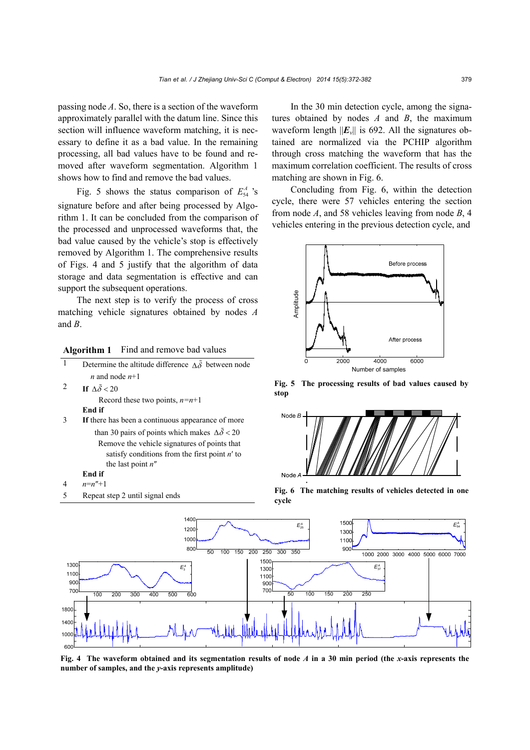passing node *A*. So, there is a section of the waveform approximately parallel with the datum line. Since this section will influence waveform matching, it is necessary to define it as a bad value. In the remaining processing, all bad values have to be found and removed after waveform segmentation. Algorithm 1 shows how to find and remove the bad values.

Fig. 5 shows the status comparison of $E_{54}^{A}$ 's signature before and after being processed by Algorithm 1. It can be concluded from the comparison of the processed and unprocessed waveforms that, the bad value caused by the vehicle's stop is effectively removed by Algorithm 1. The comprehensive results of Figs. 4 and 5 justify that the algorithm of data storage and data segmentation is effective and can support the subsequent operations.

The next step is to verify the process of cross matching vehicle signatures obtained by nodes *A* and *B*.

**Algorithm 1** Find and remove bad values

1. Determine the altitude difference $\Delta\tilde{\delta}$ between node $n$ and node $n$+1
2. **If** $\Delta\tilde{\delta} < 20$
   Record these two points, $n=n+1$
   **End if**
3. **If** there has been a continuous appearance of more than 30 pairs of points which makes $\Delta\tilde{\delta} < 20$
   Remove the vehicle signatures of points that satisfy conditions from the first point $n'$ to the last point $n''$
   **End if**
4. $n=n''+1$
5. Repeat step 2 until signal ends

In the 30 min detection cycle, among the signatures obtained by nodes *A* and *B*, the maximum waveform length $\|\boldsymbol{E}_v\|$ is 692. All the signatures obtained are normalized via the PCHIP algorithm through cross matching the waveform that has the maximum correlation coefficient. The results of cross matching are shown in Fig. 6.

Concluding from Fig. 6, within the detection cycle, there were 57 vehicles entering the section from node *A*, and 58 vehicles leaving from node *B*, 4 vehicles entering in the previous detection cycle, and

**Fig. 5 The processing results of bad values caused by stop**

**Fig. 6 The matching results of vehicles detected in one cycle**

**Fig. 4 The waveform obtained and its segmentation results of node *A* in a 30 min period (the *x*-axis represents the number of samples, and the *y*-axis represents amplitude)**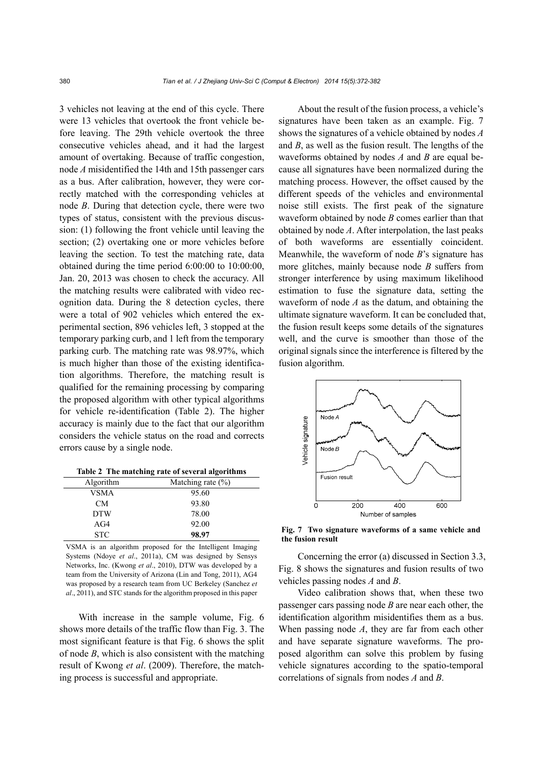3 vehicles not leaving at the end of this cycle. There were 13 vehicles that overtook the front vehicle before leaving. The 29th vehicle overtook the three consecutive vehicles ahead, and it had the largest amount of overtaking. Because of traffic congestion, node *A* misidentified the 14th and 15th passenger cars as a bus. After calibration, however, they were correctly matched with the corresponding vehicles at node *B*. During that detection cycle, there were two types of status, consistent with the previous discussion: (1) following the front vehicle until leaving the section; (2) overtaking one or more vehicles before leaving the section. To test the matching rate, data obtained during the time period 6:00:00 to 10:00:00, Jan. 20, 2013 was chosen to check the accuracy. All the matching results were calibrated with video recognition data. During the 8 detection cycles, there were a total of 902 vehicles which entered the experimental section, 896 vehicles left, 3 stopped at the temporary parking curb, and 1 left from the temporary parking curb. The matching rate was 98.97%, which is much higher than those of the existing identification algorithms. Therefore, the matching result is qualified for the remaining processing by comparing the proposed algorithm with other typical algorithms for vehicle re-identification (Table 2). The higher accuracy is mainly due to the fact that our algorithm considers the vehicle status on the road and corrects errors cause by a single node.

**Table 2 The matching rate of several algorithms**

| Algorithm | Matching rate (%) |
| --- | --- |
| VSMA | 95.60 |
| CM | 93.80 |
| DTW | 78.00 |
| AG4 | 92.00 |
| STC | **98.97** |

VSMA is an algorithm proposed for the Intelligent Imaging Systems (Ndoye *et al*., 2011a), CM was designed by Sensys Networks, Inc. (Kwong *et al*., 2010), DTW was developed by a team from the University of Arizona (Lin and Tong, 2011), AG4 was proposed by a research team from UC Berkeley (Sanchez *et al*., 2011), and STC stands for the algorithm proposed in this paper

With increase in the sample volume, Fig. 6 shows more details of the traffic flow than Fig. 3. The most significant feature is that Fig. 6 shows the split of node *B*, which is also consistent with the matching result of Kwong *et al*. (2009). Therefore, the matching process is successful and appropriate.

About the result of the fusion process, a vehicle's signatures have been taken as an example. Fig. 7 shows the signatures of a vehicle obtained by nodes *A* and *B*, as well as the fusion result. The lengths of the waveforms obtained by nodes *A* and *B* are equal because all signatures have been normalized during the matching process. However, the offset caused by the different speeds of the vehicles and environmental noise still exists. The first peak of the signature waveform obtained by node *B* comes earlier than that obtained by node *A*. After interpolation, the last peaks of both waveforms are essentially coincident. Meanwhile, the waveform of node *B*'s signature has more glitches, mainly because node *B* suffers from stronger interference by using maximum likelihood estimation to fuse the signature data, setting the waveform of node *A* as the datum, and obtaining the ultimate signature waveform. It can be concluded that, the fusion result keeps some details of the signatures well, and the curve is smoother than those of the original signals since the interference is filtered by the fusion algorithm.

**Fig. 7 Two signature waveforms of a same vehicle and the fusion result**

Concerning the error (a) discussed in Section 3.3, Fig. 8 shows the signatures and fusion results of two vehicles passing nodes *A* and *B*.

Video calibration shows that, when these two passenger cars passing node *B* are near each other, the identification algorithm misidentifies them as a bus. When passing node *A*, they are far from each other and have separate signature waveforms. The proposed algorithm can solve this problem by fusing vehicle signatures according to the spatio-temporal correlations of signals from nodes *A* and *B*.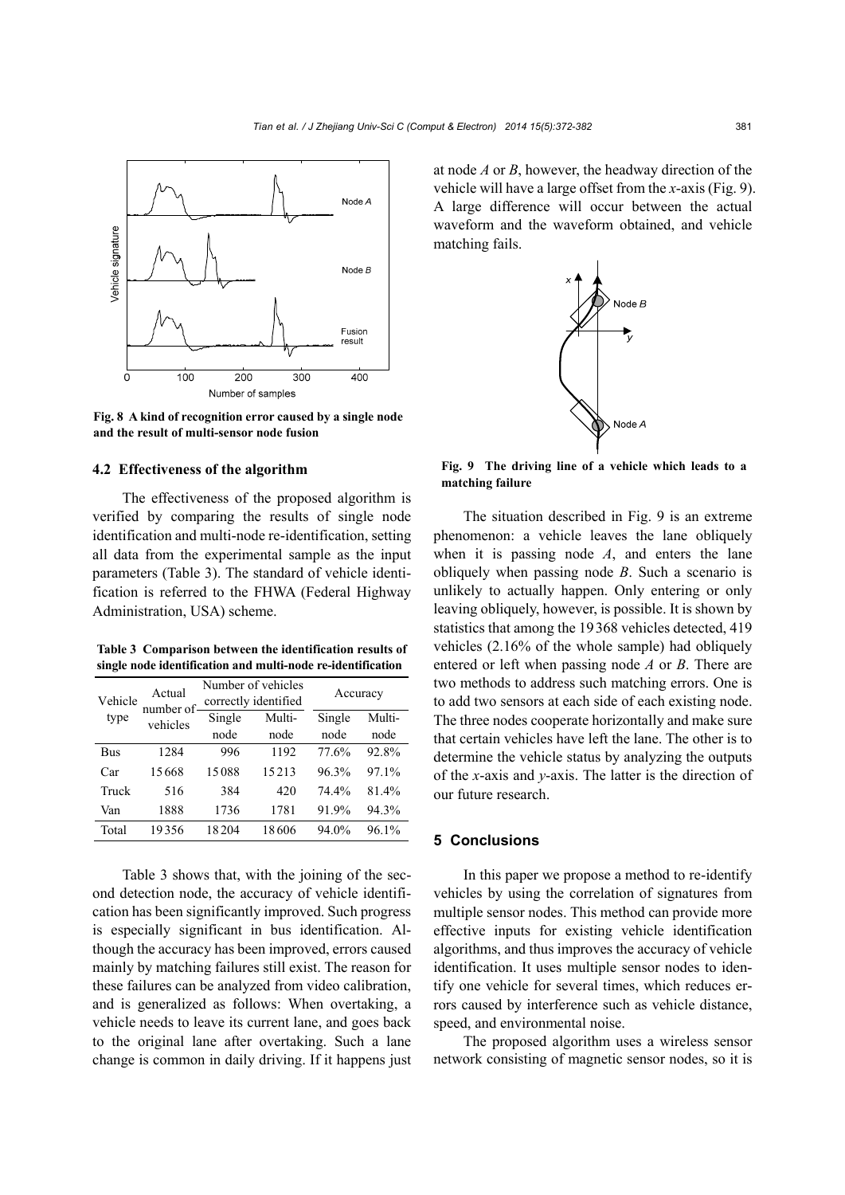Fig. 8 A kind of recognition error caused by a single node and the result of multi-sensor node fusion

### 4.2 Effectiveness of the algorithm

The effectiveness of the proposed algorithm is verified by comparing the results of single node identification and multi-node re-identification, setting all data from the experimental sample as the input parameters (Table 3). The standard of vehicle identification is referred to the FHWA (Federal Highway Administration, USA) scheme.

**Table 3 Comparison between the identification results of single node identification and multi-node re-identification**

| Vehicle type | Actual number of vehicles | Number of vehicles correctly identified | | Accuracy | |
|---|---|---|---|---|---|
| | | Single node | Multi-node | Single node | Multi-node |
| Bus | 1284 | 996 | 1192 | 77.6% | 92.8% |
| Car | 15668 | 15088 | 15213 | 96.3% | 97.1% |
| Truck | 516 | 384 | 420 | 74.4% | 81.4% |
| Van | 1888 | 1736 | 1781 | 91.9% | 94.3% |
| Total | 19356 | 18204 | 18606 | 94.0% | 96.1% |

Table 3 shows that, with the joining of the second detection node, the accuracy of vehicle identification has been significantly improved. Such progress is especially significant in bus identification. Although the accuracy has been improved, errors caused mainly by matching failures still exist. The reason for these failures can be analyzed from video calibration, and is generalized as follows: When overtaking, a vehicle needs to leave its current lane, and goes back to the original lane after overtaking. Such a lane change is common in daily driving. If it happens just at node *A* or *B*, however, the headway direction of the vehicle will have a large offset from the *x*-axis (Fig. 9). A large difference will occur between the actual waveform and the waveform obtained, and vehicle matching fails.

**Fig. 9 The driving line of a vehicle which leads to a matching failure**

The situation described in Fig. 9 is an extreme phenomenon: a vehicle leaves the lane obliquely when it is passing node *A*, and enters the lane obliquely when passing node *B*. Such a scenario is unlikely to actually happen. Only entering or only leaving obliquely, however, is possible. It is shown by statistics that among the 19368 vehicles detected, 419 vehicles (2.16% of the whole sample) had obliquely entered or left when passing node *A* or *B*. There are two methods to address such matching errors. One is to add two sensors at each side of each existing node. The three nodes cooperate horizontally and make sure that certain vehicles have left the lane. The other is to determine the vehicle status by analyzing the outputs of the *x*-axis and *y*-axis. The latter is the direction of our future research.

## 5 Conclusions

In this paper we propose a method to re-identify vehicles by using the correlation of signatures from multiple sensor nodes. This method can provide more effective inputs for existing vehicle identification algorithms, and thus improves the accuracy of vehicle identification. It uses multiple sensor nodes to identify one vehicle for several times, which reduces errors caused by interference such as vehicle distance, speed, and environmental noise.

The proposed algorithm uses a wireless sensor network consisting of magnetic sensor nodes, so it is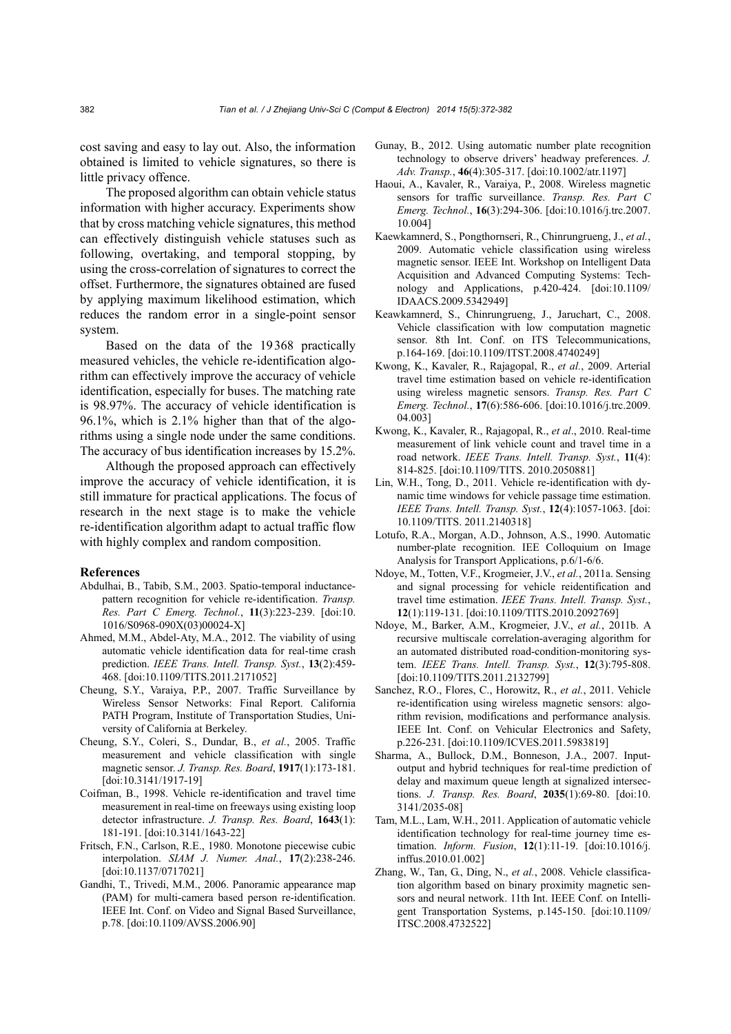cost saving and easy to lay out. Also, the information obtained is limited to vehicle signatures, so there is little privacy offence.

The proposed algorithm can obtain vehicle status information with higher accuracy. Experiments show that by cross matching vehicle signatures, this method can effectively distinguish vehicle statuses such as following, overtaking, and temporal stopping, by using the cross-correlation of signatures to correct the offset. Furthermore, the signatures obtained are fused by applying maximum likelihood estimation, which reduces the random error in a single-point sensor system.

Based on the data of the 19368 practically measured vehicles, the vehicle re-identification algorithm can effectively improve the accuracy of vehicle identification, especially for buses. The matching rate is 98.97%. The accuracy of vehicle identification is 96.1%, which is 2.1% higher than that of the algorithms using a single node under the same conditions. The accuracy of bus identification increases by 15.2%.

Although the proposed approach can effectively improve the accuracy of vehicle identification, it is still immature for practical applications. The focus of research in the next stage is to make the vehicle re-identification algorithm adapt to actual traffic flow with highly complex and random composition.

## References

Abdulhai, B., Tabib, S.M., 2003. Spatio-temporal inductance-pattern recognition for vehicle re-identification. *Transp. Res. Part C Emerg. Technol.*, **11**(3):223-239. [doi:10.1016/S0968-090X(03)00024-X]

Ahmed, M.M., Abdel-Aty, M.A., 2012. The viability of using automatic vehicle identification data for real-time crash prediction. *IEEE Trans. Intell. Transp. Syst.*, **13**(2):459-468. [doi:10.1109/TITS.2011.2171052]

Cheung, S.Y., Varaiya, P.P., 2007. Traffic Surveillance by Wireless Sensor Networks: Final Report. California PATH Program, Institute of Transportation Studies, University of California at Berkeley.

Cheung, S.Y., Coleri, S., Dundar, B., *et al.*, 2005. Traffic measurement and vehicle classification with single magnetic sensor. *J. Transp. Res. Board*, **1917**(1):173-181. [doi:10.3141/1917-19]

Coifman, B., 1998. Vehicle re-identification and travel time measurement in real-time on freeways using existing loop detector infrastructure. *J. Transp. Res. Board*, **1643**(1):181-191. [doi:10.3141/1643-22]

Fritsch, F.N., Carlson, R.E., 1980. Monotone piecewise cubic interpolation. *SIAM J. Numer. Anal.*, **17**(2):238-246. [doi:10.1137/0717021]

Gandhi, T., Trivedi, M.M., 2006. Panoramic appearance map (PAM) for multi-camera based person re-identification. IEEE Int. Conf. on Video and Signal Based Surveillance, p.78. [doi:10.1109/AVSS.2006.90]

Gunay, B., 2012. Using automatic number plate recognition technology to observe drivers' headway preferences. *J. Adv. Transp.*, **46**(4):305-317. [doi:10.1002/atr.1197]

Haoui, A., Kavaler, R., Varaiya, P., 2008. Wireless magnetic sensors for traffic surveillance. *Transp. Res. Part C Emerg. Technol.*, **16**(3):294-306. [doi:10.1016/j.trc.2007.10.004]

Kaewkamnerd, S., Pongthornseri, R., Chinrungrueng, J., *et al.*, 2009. Automatic vehicle classification using wireless magnetic sensor. IEEE Int. Workshop on Intelligent Data Acquisition and Advanced Computing Systems: Technology and Applications, p.420-424. [doi:10.1109/IDAACS.2009.5342949]

Keawkamnerd, S., Chinrungrueng, J., Jaruchart, C., 2008. Vehicle classification with low computation magnetic sensor. 8th Int. Conf. on ITS Telecommunications, p.164-169. [doi:10.1109/ITST.2008.4740249]

Kwong, K., Kavaler, R., Rajagopal, R., *et al.*, 2009. Arterial travel time estimation based on vehicle re-identification using wireless magnetic sensors. *Transp. Res. Part C Emerg. Technol.*, **17**(6):586-606. [doi:10.1016/j.trc.2009.04.003]

Kwong, K., Kavaler, R., Rajagopal, R., *et al*., 2010. Real-time measurement of link vehicle count and travel time in a road network. *IEEE Trans. Intell. Transp. Syst.*, **11**(4):814-825. [doi:10.1109/TITS. 2010.2050881]

Lin, W.H., Tong, D., 2011. Vehicle re-identification with dynamic time windows for vehicle passage time estimation. *IEEE Trans. Intell. Transp. Syst.*, **12**(4):1057-1063. [doi:10.1109/TITS. 2011.2140318]

Lotufo, R.A., Morgan, A.D., Johnson, A.S., 1990. Automatic number-plate recognition. IEE Colloquium on Image Analysis for Transport Applications, p.6/1-6/6.

Ndoye, M., Totten, V.F., Krogmeier, J.V., *et al.*, 2011a. Sensing and signal processing for vehicle reidentification and travel time estimation. *IEEE Trans. Intell. Transp. Syst.*, **12**(1):119-131. [doi:10.1109/TITS.2010.2092769]

Ndoye, M., Barker, A.M., Krogmeier, J.V., *et al.*, 2011b. A recursive multiscale correlation-averaging algorithm for an automated distributed road-condition-monitoring system. *IEEE Trans. Intell. Transp. Syst.*, **12**(3):795-808. [doi:10.1109/TITS.2011.2132799]

Sanchez, R.O., Flores, C., Horowitz, R., *et al.*, 2011. Vehicle re-identification using wireless magnetic sensors: algorithm revision, modifications and performance analysis. IEEE Int. Conf. on Vehicular Electronics and Safety, p.226-231. [doi:10.1109/ICVES.2011.5983819]

Sharma, A., Bullock, D.M., Bonneson, J.A., 2007. Input-output and hybrid techniques for real-time prediction of delay and maximum queue length at signalized intersections. *J. Transp. Res. Board*, **2035**(1):69-80. [doi:10.3141/2035-08]

Tam, M.L., Lam, W.H., 2011. Application of automatic vehicle identification technology for real-time journey time estimation. *Inform. Fusion*, **12**(1):11-19. [doi:10.1016/j.inffus.2010.01.002]

Zhang, W., Tan, G., Ding, N., *et al.*, 2008. Vehicle classification algorithm based on binary proximity magnetic sensors and neural network. 11th Int. IEEE Conf. on Intelligent Transportation Systems, p.145-150. [doi:10.1109/ITSC.2008.4732522]